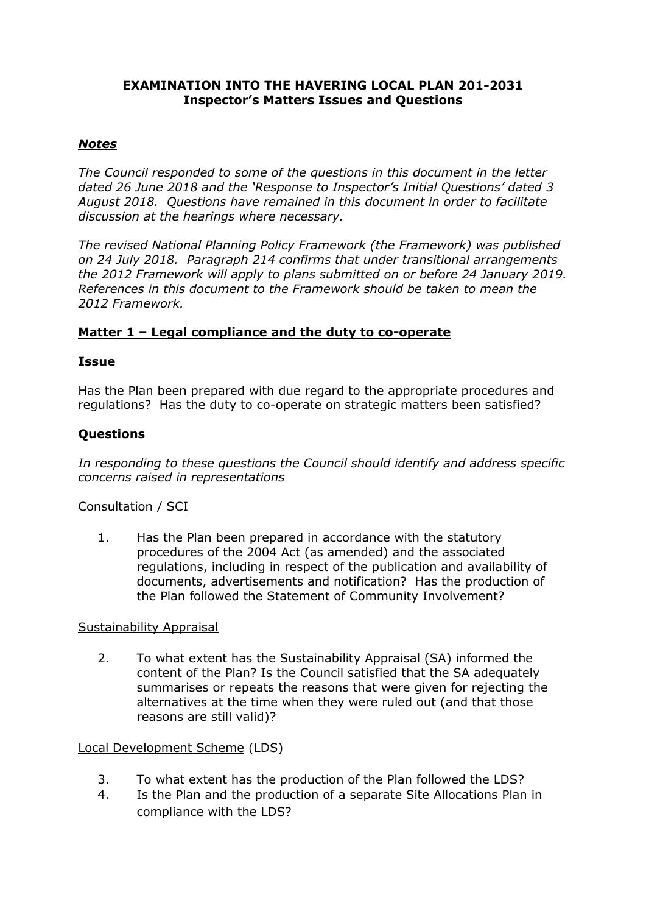# EXAMINATION INTO THE HAVERING LOCAL PLAN 201-2031
## Inspector's Matters Issues and Questions

***Notes***

*The Council responded to some of the questions in this document in the letter dated 26 June 2018 and the 'Response to Inspector's Initial Questions' dated 3 August 2018. Questions have remained in this document in order to facilitate discussion at the hearings where necessary.*

*The revised National Planning Policy Framework (the Framework) was published on 24 July 2018. Paragraph 214 confirms that under transitional arrangements the 2012 Framework will apply to plans submitted on or before 24 January 2019. References in this document to the Framework should be taken to mean the 2012 Framework.*

## Matter 1 – Legal compliance and the duty to co-operate

### Issue

Has the Plan been prepared with due regard to the appropriate procedures and regulations? Has the duty to co-operate on strategic matters been satisfied?

### Questions

*In responding to these questions the Council should identify and address specific concerns raised in representations*

Consultation / SCI

1. Has the Plan been prepared in accordance with the statutory procedures of the 2004 Act (as amended) and the associated regulations, including in respect of the publication and availability of documents, advertisements and notification? Has the production of the Plan followed the Statement of Community Involvement?

Sustainability Appraisal

2. To what extent has the Sustainability Appraisal (SA) informed the content of the Plan? Is the Council satisfied that the SA adequately summarises or repeats the reasons that were given for rejecting the alternatives at the time when they were ruled out (and that those reasons are still valid)?

Local Development Scheme (LDS)

3. To what extent has the production of the Plan followed the LDS?
4. Is the Plan and the production of a separate Site Allocations Plan in compliance with the LDS?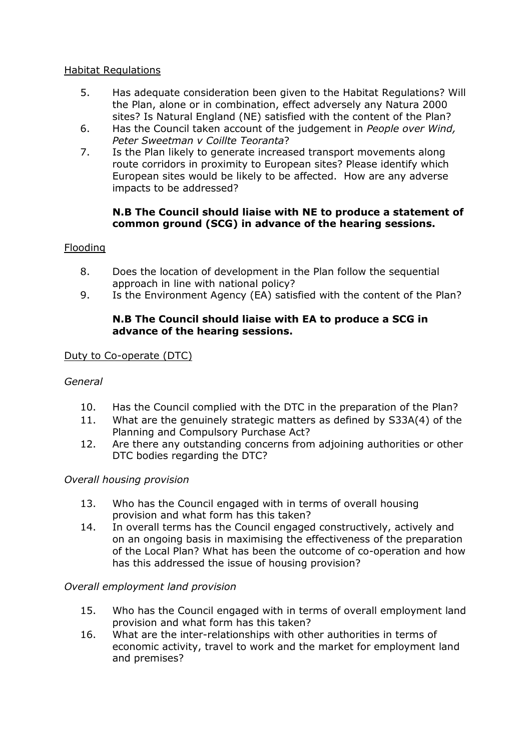Habitat Regulations

5. Has adequate consideration been given to the Habitat Regulations? Will the Plan, alone or in combination, effect adversely any Natura 2000 sites? Is Natural England (NE) satisfied with the content of the Plan?
6. Has the Council taken account of the judgement in *People over Wind, Peter Sweetman v Coillte Teoranta*?
7. Is the Plan likely to generate increased transport movements along route corridors in proximity to European sites? Please identify which European sites would be likely to be affected. How are any adverse impacts to be addressed?

   **N.B The Council should liaise with NE to produce a statement of common ground (SCG) in advance of the hearing sessions.**

Flooding

8. Does the location of development in the Plan follow the sequential approach in line with national policy?
9. Is the Environment Agency (EA) satisfied with the content of the Plan?

   **N.B The Council should liaise with EA to produce a SCG in advance of the hearing sessions.**

Duty to Co-operate (DTC)

*General*

10. Has the Council complied with the DTC in the preparation of the Plan?
11. What are the genuinely strategic matters as defined by S33A(4) of the Planning and Compulsory Purchase Act?
12. Are there any outstanding concerns from adjoining authorities or other DTC bodies regarding the DTC?

*Overall housing provision*

13. Who has the Council engaged with in terms of overall housing provision and what form has this taken?
14. In overall terms has the Council engaged constructively, actively and on an ongoing basis in maximising the effectiveness of the preparation of the Local Plan? What has been the outcome of co-operation and how has this addressed the issue of housing provision?

*Overall employment land provision*

15. Who has the Council engaged with in terms of overall employment land provision and what form has this taken?
16. What are the inter-relationships with other authorities in terms of economic activity, travel to work and the market for employment land and premises?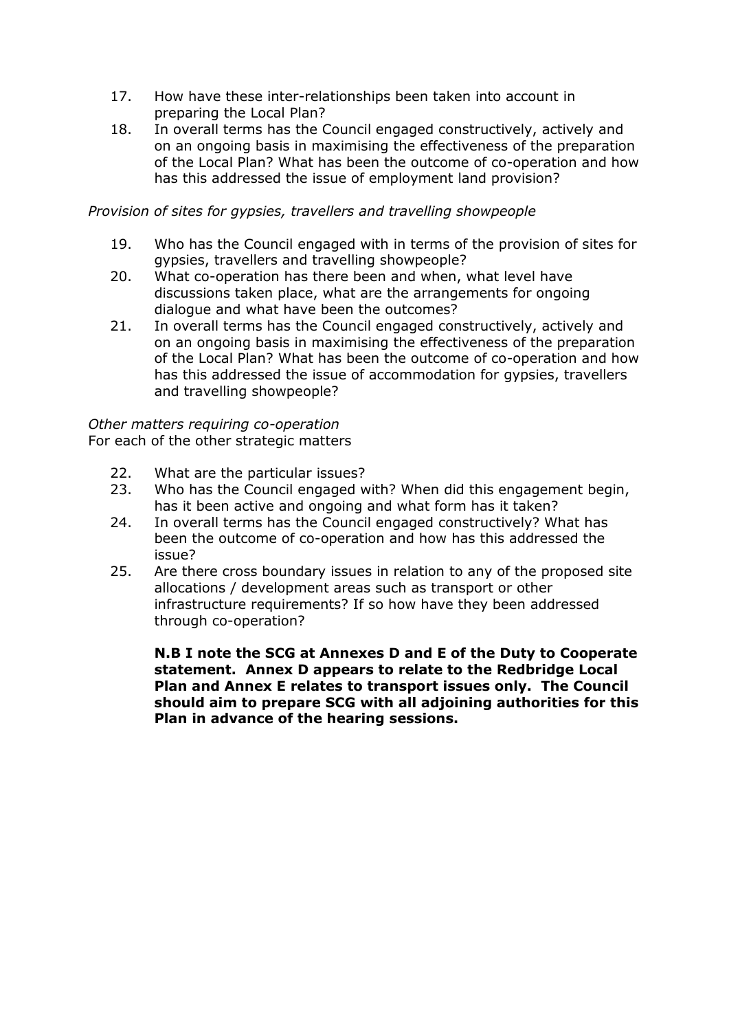17. How have these inter-relationships been taken into account in preparing the Local Plan?
18. In overall terms has the Council engaged constructively, actively and on an ongoing basis in maximising the effectiveness of the preparation of the Local Plan? What has been the outcome of co-operation and how has this addressed the issue of employment land provision?

*Provision of sites for gypsies, travellers and travelling showpeople*

19. Who has the Council engaged with in terms of the provision of sites for gypsies, travellers and travelling showpeople?
20. What co-operation has there been and when, what level have discussions taken place, what are the arrangements for ongoing dialogue and what have been the outcomes?
21. In overall terms has the Council engaged constructively, actively and on an ongoing basis in maximising the effectiveness of the preparation of the Local Plan? What has been the outcome of co-operation and how has this addressed the issue of accommodation for gypsies, travellers and travelling showpeople?

*Other matters requiring co-operation*

For each of the other strategic matters

22. What are the particular issues?
23. Who has the Council engaged with? When did this engagement begin, has it been active and ongoing and what form has it taken?
24. In overall terms has the Council engaged constructively? What has been the outcome of co-operation and how has this addressed the issue?
25. Are there cross boundary issues in relation to any of the proposed site allocations / development areas such as transport or other infrastructure requirements? If so how have they been addressed through co-operation?

    **N.B I note the SCG at Annexes D and E of the Duty to Cooperate statement. Annex D appears to relate to the Redbridge Local Plan and Annex E relates to transport issues only. The Council should aim to prepare SCG with all adjoining authorities for this Plan in advance of the hearing sessions.**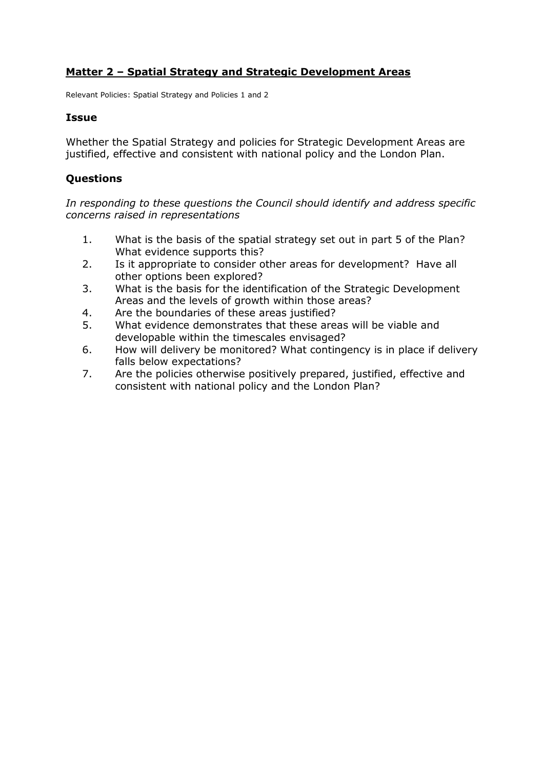## **Matter 2 – Spatial Strategy and Strategic Development Areas**

Relevant Policies: Spatial Strategy and Policies 1 and 2

### Issue

Whether the Spatial Strategy and policies for Strategic Development Areas are justified, effective and consistent with national policy and the London Plan.

### Questions

*In responding to these questions the Council should identify and address specific concerns raised in representations*

1. What is the basis of the spatial strategy set out in part 5 of the Plan? What evidence supports this?
2. Is it appropriate to consider other areas for development? Have all other options been explored?
3. What is the basis for the identification of the Strategic Development Areas and the levels of growth within those areas?
4. Are the boundaries of these areas justified?
5. What evidence demonstrates that these areas will be viable and developable within the timescales envisaged?
6. How will delivery be monitored? What contingency is in place if delivery falls below expectations?
7. Are the policies otherwise positively prepared, justified, effective and consistent with national policy and the London Plan?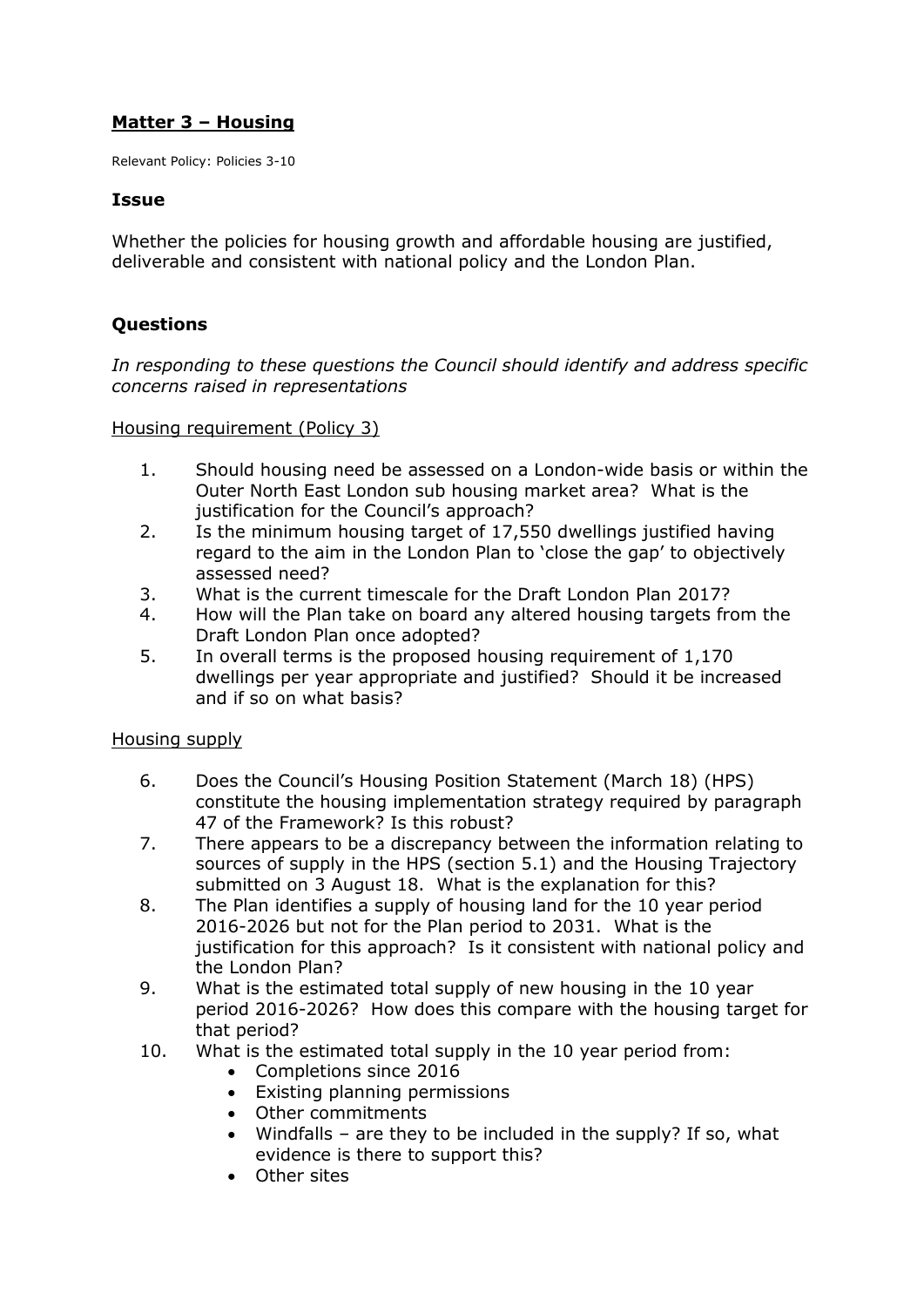## <u>Matter 3 – Housing</u>

Relevant Policy: Policies 3-10

### Issue

Whether the policies for housing growth and affordable housing are justified, deliverable and consistent with national policy and the London Plan.

### Questions

*In responding to these questions the Council should identify and address specific concerns raised in representations*

<u>Housing requirement (Policy 3)</u>

1. Should housing need be assessed on a London-wide basis or within the Outer North East London sub housing market area? What is the justification for the Council's approach?
2. Is the minimum housing target of 17,550 dwellings justified having regard to the aim in the London Plan to 'close the gap' to objectively assessed need?
3. What is the current timescale for the Draft London Plan 2017?
4. How will the Plan take on board any altered housing targets from the Draft London Plan once adopted?
5. In overall terms is the proposed housing requirement of 1,170 dwellings per year appropriate and justified? Should it be increased and if so on what basis?

<u>Housing supply</u>

6. Does the Council's Housing Position Statement (March 18) (HPS) constitute the housing implementation strategy required by paragraph 47 of the Framework? Is this robust?
7. There appears to be a discrepancy between the information relating to sources of supply in the HPS (section 5.1) and the Housing Trajectory submitted on 3 August 18. What is the explanation for this?
8. The Plan identifies a supply of housing land for the 10 year period 2016-2026 but not for the Plan period to 2031. What is the justification for this approach? Is it consistent with national policy and the London Plan?
9. What is the estimated total supply of new housing in the 10 year period 2016-2026? How does this compare with the housing target for that period?
10. What is the estimated total supply in the 10 year period from:
    - Completions since 2016
    - Existing planning permissions
    - Other commitments
    - Windfalls – are they to be included in the supply? If so, what evidence is there to support this?
    - Other sites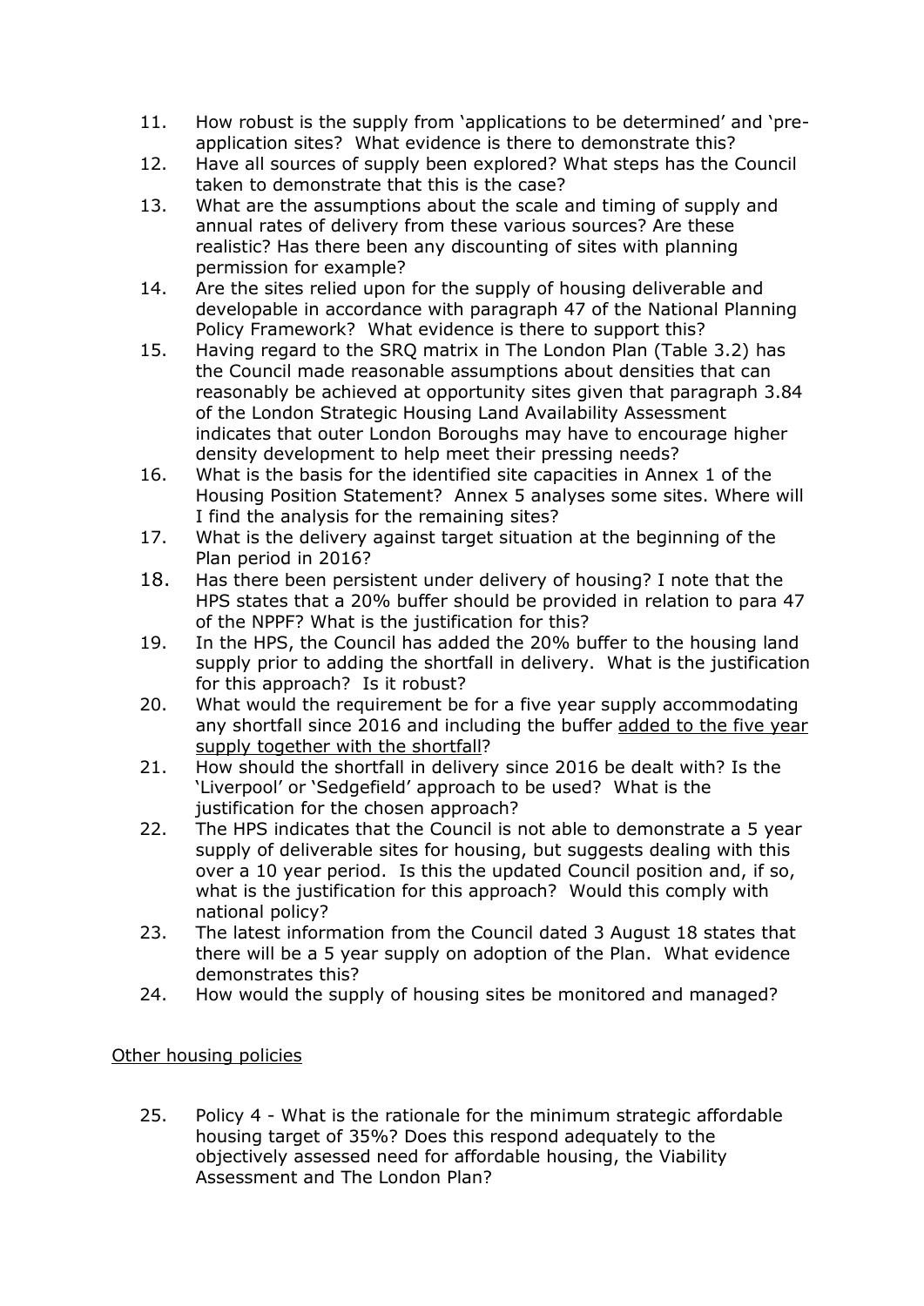11. How robust is the supply from 'applications to be determined' and 'pre-application sites? What evidence is there to demonstrate this?
12. Have all sources of supply been explored? What steps has the Council taken to demonstrate that this is the case?
13. What are the assumptions about the scale and timing of supply and annual rates of delivery from these various sources? Are these realistic? Has there been any discounting of sites with planning permission for example?
14. Are the sites relied upon for the supply of housing deliverable and developable in accordance with paragraph 47 of the National Planning Policy Framework? What evidence is there to support this?
15. Having regard to the SRQ matrix in The London Plan (Table 3.2) has the Council made reasonable assumptions about densities that can reasonably be achieved at opportunity sites given that paragraph 3.84 of the London Strategic Housing Land Availability Assessment indicates that outer London Boroughs may have to encourage higher density development to help meet their pressing needs?
16. What is the basis for the identified site capacities in Annex 1 of the Housing Position Statement? Annex 5 analyses some sites. Where will I find the analysis for the remaining sites?
17. What is the delivery against target situation at the beginning of the Plan period in 2016?
18. Has there been persistent under delivery of housing? I note that the HPS states that a 20% buffer should be provided in relation to para 47 of the NPPF? What is the justification for this?
19. In the HPS, the Council has added the 20% buffer to the housing land supply prior to adding the shortfall in delivery. What is the justification for this approach? Is it robust?
20. What would the requirement be for a five year supply accommodating any shortfall since 2016 and including the buffer <u>added to the five year supply together with the shortfall</u>?
21. How should the shortfall in delivery since 2016 be dealt with? Is the 'Liverpool' or 'Sedgefield' approach to be used? What is the justification for the chosen approach?
22. The HPS indicates that the Council is not able to demonstrate a 5 year supply of deliverable sites for housing, but suggests dealing with this over a 10 year period. Is this the updated Council position and, if so, what is the justification for this approach? Would this comply with national policy?
23. The latest information from the Council dated 3 August 18 states that there will be a 5 year supply on adoption of the Plan. What evidence demonstrates this?
24. How would the supply of housing sites be monitored and managed?

<u>Other housing policies</u>

25. Policy 4 - What is the rationale for the minimum strategic affordable housing target of 35%? Does this respond adequately to the objectively assessed need for affordable housing, the Viability Assessment and The London Plan?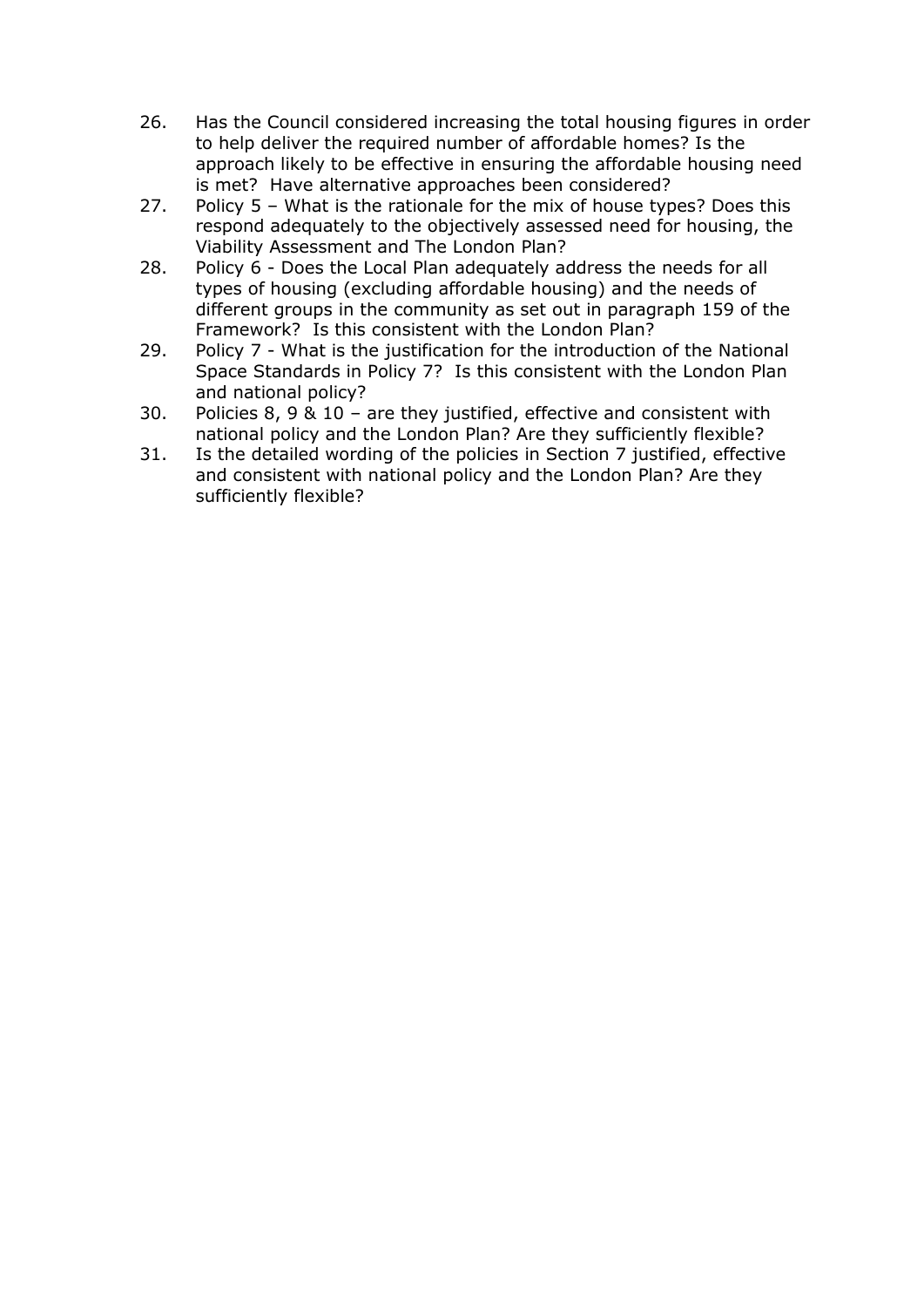26. Has the Council considered increasing the total housing figures in order to help deliver the required number of affordable homes? Is the approach likely to be effective in ensuring the affordable housing need is met? Have alternative approaches been considered?
27. Policy 5 – What is the rationale for the mix of house types? Does this respond adequately to the objectively assessed need for housing, the Viability Assessment and The London Plan?
28. Policy 6 - Does the Local Plan adequately address the needs for all types of housing (excluding affordable housing) and the needs of different groups in the community as set out in paragraph 159 of the Framework? Is this consistent with the London Plan?
29. Policy 7 - What is the justification for the introduction of the National Space Standards in Policy 7? Is this consistent with the London Plan and national policy?
30. Policies 8, 9 & 10 – are they justified, effective and consistent with national policy and the London Plan? Are they sufficiently flexible?
31. Is the detailed wording of the policies in Section 7 justified, effective and consistent with national policy and the London Plan? Are they sufficiently flexible?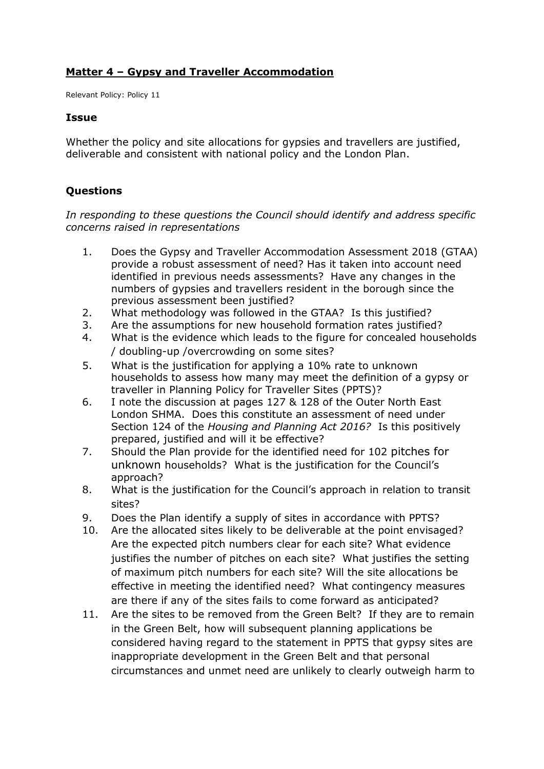## **Matter 4 – Gypsy and Traveller Accommodation**

Relevant Policy: Policy 11

### Issue

Whether the policy and site allocations for gypsies and travellers are justified, deliverable and consistent with national policy and the London Plan.

### Questions

*In responding to these questions the Council should identify and address specific concerns raised in representations*

1. Does the Gypsy and Traveller Accommodation Assessment 2018 (GTAA) provide a robust assessment of need? Has it taken into account need identified in previous needs assessments? Have any changes in the numbers of gypsies and travellers resident in the borough since the previous assessment been justified?
2. What methodology was followed in the GTAA? Is this justified?
3. Are the assumptions for new household formation rates justified?
4. What is the evidence which leads to the figure for concealed households / doubling-up /overcrowding on some sites?
5. What is the justification for applying a 10% rate to unknown households to assess how many may meet the definition of a gypsy or traveller in Planning Policy for Traveller Sites (PPTS)?
6. I note the discussion at pages 127 & 128 of the Outer North East London SHMA. Does this constitute an assessment of need under Section 124 of the *Housing and Planning Act 2016?* Is this positively prepared, justified and will it be effective?
7. Should the Plan provide for the identified need for 102 pitches for unknown households? What is the justification for the Council's approach?
8. What is the justification for the Council's approach in relation to transit sites?
9. Does the Plan identify a supply of sites in accordance with PPTS?
10. Are the allocated sites likely to be deliverable at the point envisaged? Are the expected pitch numbers clear for each site? What evidence justifies the number of pitches on each site? What justifies the setting of maximum pitch numbers for each site? Will the site allocations be effective in meeting the identified need? What contingency measures are there if any of the sites fails to come forward as anticipated?
11. Are the sites to be removed from the Green Belt? If they are to remain in the Green Belt, how will subsequent planning applications be considered having regard to the statement in PPTS that gypsy sites are inappropriate development in the Green Belt and that personal circumstances and unmet need are unlikely to clearly outweigh harm to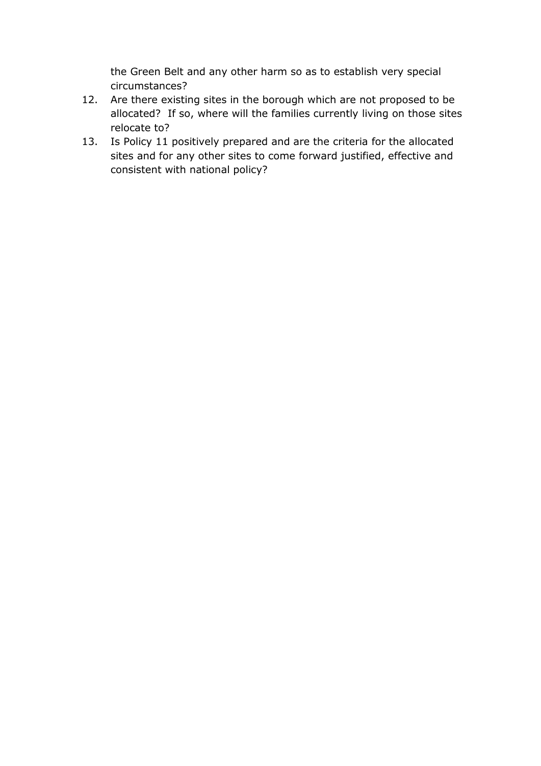the Green Belt and any other harm so as to establish very special circumstances?

12. Are there existing sites in the borough which are not proposed to be allocated? If so, where will the families currently living on those sites relocate to?
13. Is Policy 11 positively prepared and are the criteria for the allocated sites and for any other sites to come forward justified, effective and consistent with national policy?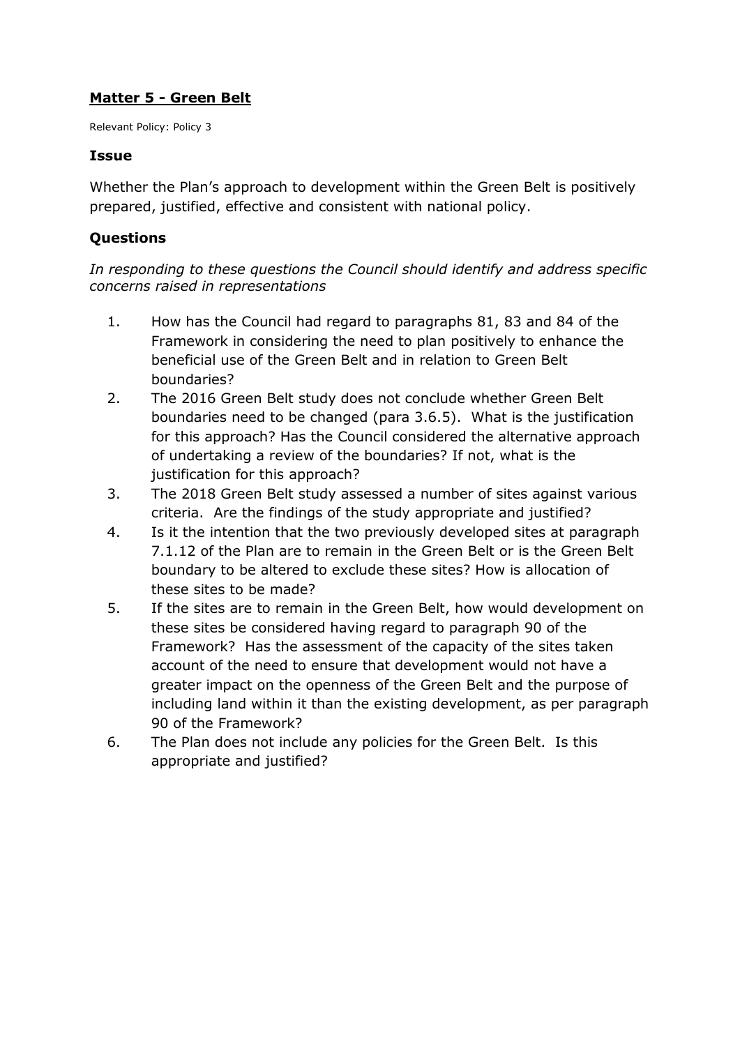**Matter 5 - Green Belt**

Relevant Policy: Policy 3

### Issue

Whether the Plan's approach to development within the Green Belt is positively prepared, justified, effective and consistent with national policy.

### Questions

*In responding to these questions the Council should identify and address specific concerns raised in representations*

1. How has the Council had regard to paragraphs 81, 83 and 84 of the Framework in considering the need to plan positively to enhance the beneficial use of the Green Belt and in relation to Green Belt boundaries?
2. The 2016 Green Belt study does not conclude whether Green Belt boundaries need to be changed (para 3.6.5). What is the justification for this approach? Has the Council considered the alternative approach of undertaking a review of the boundaries? If not, what is the justification for this approach?
3. The 2018 Green Belt study assessed a number of sites against various criteria. Are the findings of the study appropriate and justified?
4. Is it the intention that the two previously developed sites at paragraph 7.1.12 of the Plan are to remain in the Green Belt or is the Green Belt boundary to be altered to exclude these sites? How is allocation of these sites to be made?
5. If the sites are to remain in the Green Belt, how would development on these sites be considered having regard to paragraph 90 of the Framework? Has the assessment of the capacity of the sites taken account of the need to ensure that development would not have a greater impact on the openness of the Green Belt and the purpose of including land within it than the existing development, as per paragraph 90 of the Framework?
6. The Plan does not include any policies for the Green Belt. Is this appropriate and justified?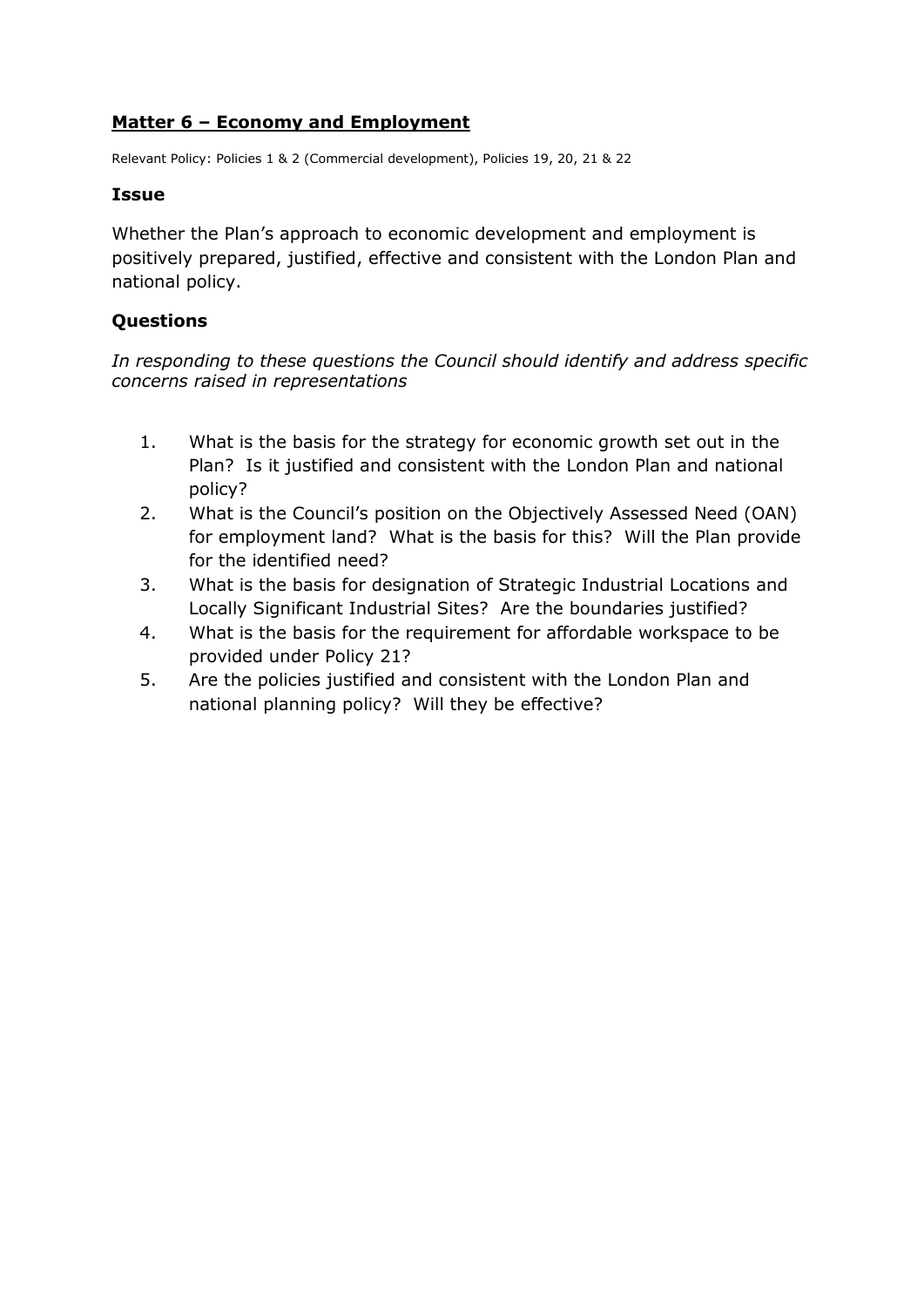## Matter 6 – Economy and Employment

Relevant Policy: Policies 1 & 2 (Commercial development), Policies 19, 20, 21 & 22

### Issue

Whether the Plan's approach to economic development and employment is positively prepared, justified, effective and consistent with the London Plan and national policy.

### Questions

*In responding to these questions the Council should identify and address specific concerns raised in representations*

1. What is the basis for the strategy for economic growth set out in the Plan? Is it justified and consistent with the London Plan and national policy?
2. What is the Council's position on the Objectively Assessed Need (OAN) for employment land? What is the basis for this? Will the Plan provide for the identified need?
3. What is the basis for designation of Strategic Industrial Locations and Locally Significant Industrial Sites? Are the boundaries justified?
4. What is the basis for the requirement for affordable workspace to be provided under Policy 21?
5. Are the policies justified and consistent with the London Plan and national planning policy? Will they be effective?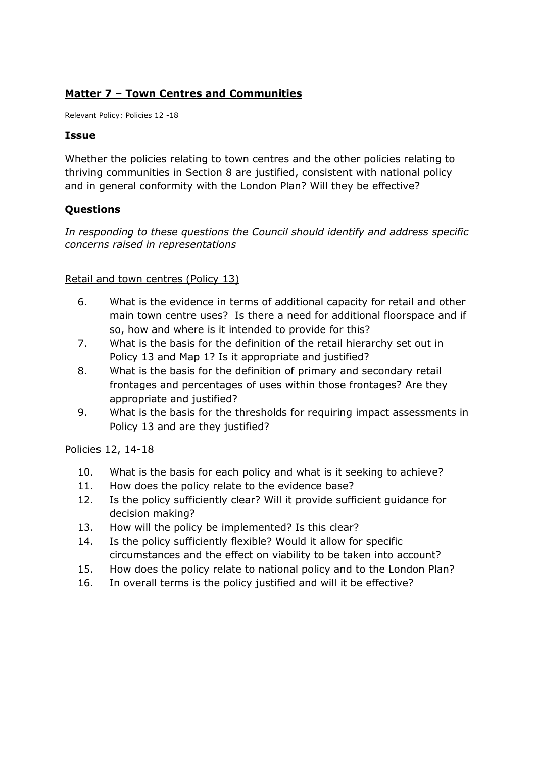## Matter 7 – Town Centres and Communities

Relevant Policy: Policies 12 -18

### Issue

Whether the policies relating to town centres and the other policies relating to thriving communities in Section 8 are justified, consistent with national policy and in general conformity with the London Plan? Will they be effective?

### Questions

*In responding to these questions the Council should identify and address specific concerns raised in representations*

Retail and town centres (Policy 13)

6. What is the evidence in terms of additional capacity for retail and other main town centre uses? Is there a need for additional floorspace and if so, how and where is it intended to provide for this?
7. What is the basis for the definition of the retail hierarchy set out in Policy 13 and Map 1? Is it appropriate and justified?
8. What is the basis for the definition of primary and secondary retail frontages and percentages of uses within those frontages? Are they appropriate and justified?
9. What is the basis for the thresholds for requiring impact assessments in Policy 13 and are they justified?

Policies 12, 14-18

10. What is the basis for each policy and what is it seeking to achieve?
11. How does the policy relate to the evidence base?
12. Is the policy sufficiently clear? Will it provide sufficient guidance for decision making?
13. How will the policy be implemented? Is this clear?
14. Is the policy sufficiently flexible? Would it allow for specific circumstances and the effect on viability to be taken into account?
15. How does the policy relate to national policy and to the London Plan?
16. In overall terms is the policy justified and will it be effective?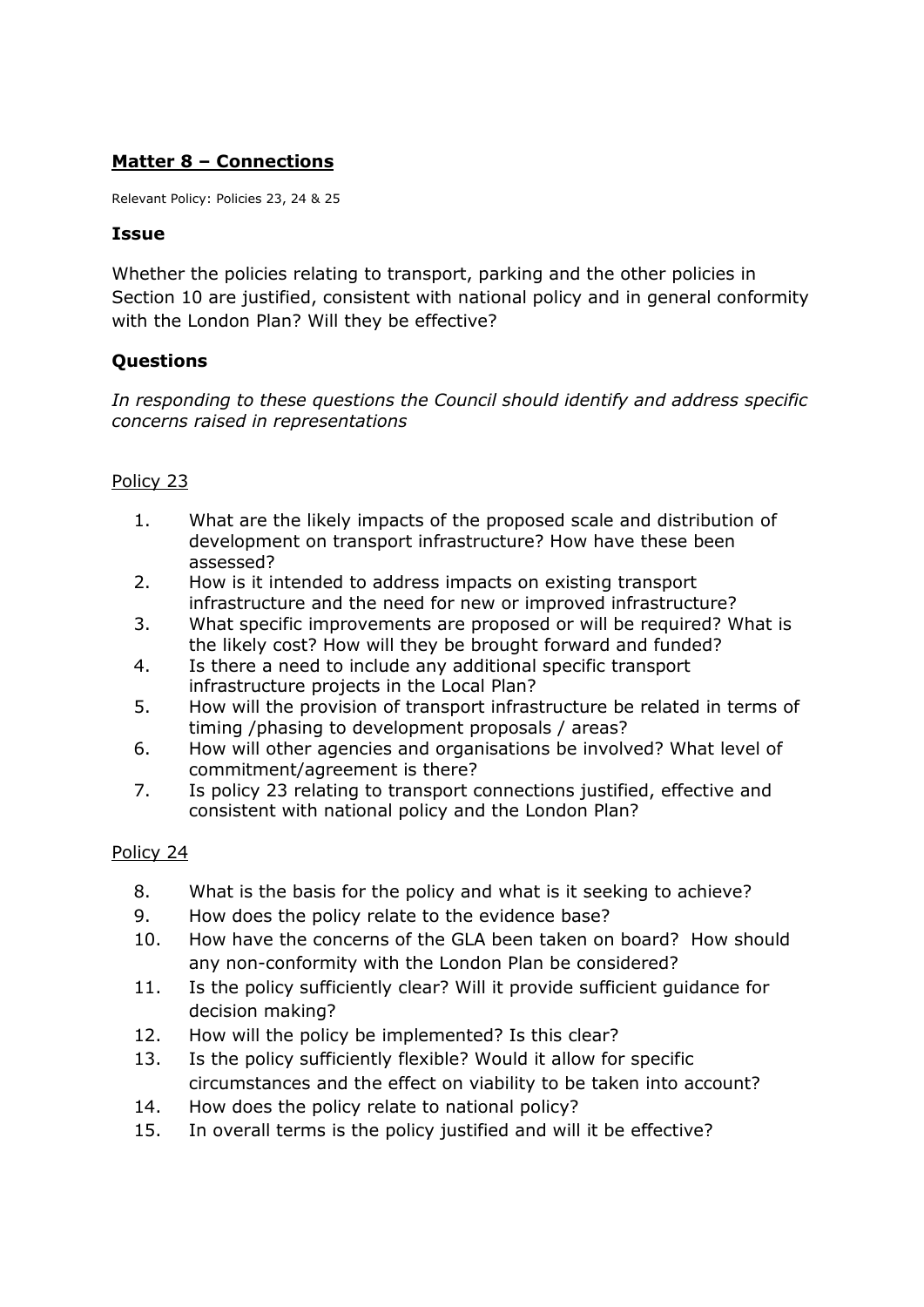## **Matter 8 – Connections**

Relevant Policy: Policies 23, 24 & 25

### **Issue**

Whether the policies relating to transport, parking and the other policies in Section 10 are justified, consistent with national policy and in general conformity with the London Plan? Will they be effective?

### **Questions**

*In responding to these questions the Council should identify and address specific concerns raised in representations*

Policy 23

1. What are the likely impacts of the proposed scale and distribution of development on transport infrastructure? How have these been assessed?
2. How is it intended to address impacts on existing transport infrastructure and the need for new or improved infrastructure?
3. What specific improvements are proposed or will be required? What is the likely cost? How will they be brought forward and funded?
4. Is there a need to include any additional specific transport infrastructure projects in the Local Plan?
5. How will the provision of transport infrastructure be related in terms of timing /phasing to development proposals / areas?
6. How will other agencies and organisations be involved? What level of commitment/agreement is there?
7. Is policy 23 relating to transport connections justified, effective and consistent with national policy and the London Plan?

Policy 24

8. What is the basis for the policy and what is it seeking to achieve?
9. How does the policy relate to the evidence base?
10. How have the concerns of the GLA been taken on board? How should any non-conformity with the London Plan be considered?
11. Is the policy sufficiently clear? Will it provide sufficient guidance for decision making?
12. How will the policy be implemented? Is this clear?
13. Is the policy sufficiently flexible? Would it allow for specific circumstances and the effect on viability to be taken into account?
14. How does the policy relate to national policy?
15. In overall terms is the policy justified and will it be effective?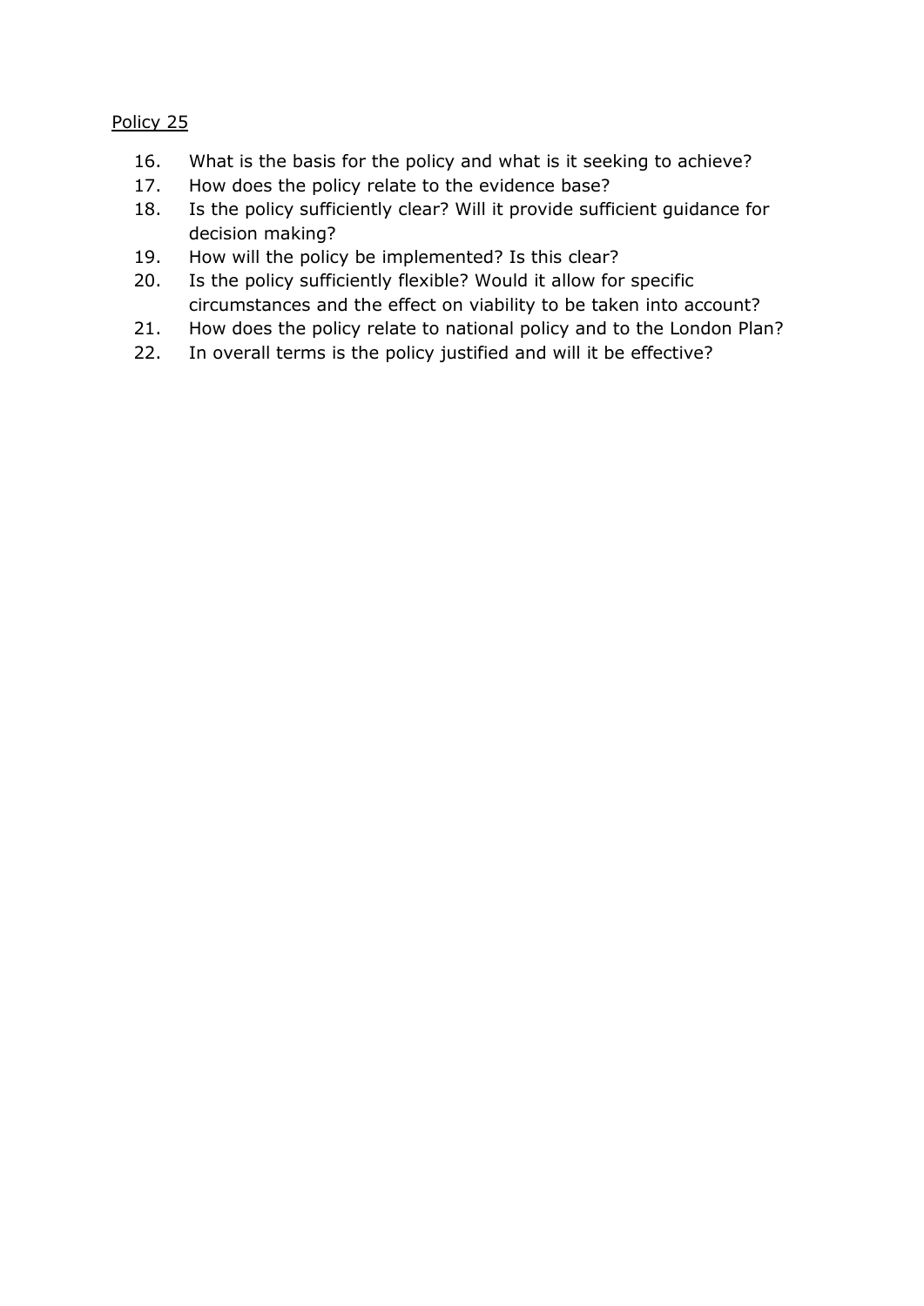<u>Policy 25</u>

16. What is the basis for the policy and what is it seeking to achieve?
17. How does the policy relate to the evidence base?
18. Is the policy sufficiently clear? Will it provide sufficient guidance for decision making?
19. How will the policy be implemented? Is this clear?
20. Is the policy sufficiently flexible? Would it allow for specific circumstances and the effect on viability to be taken into account?
21. How does the policy relate to national policy and to the London Plan?
22. In overall terms is the policy justified and will it be effective?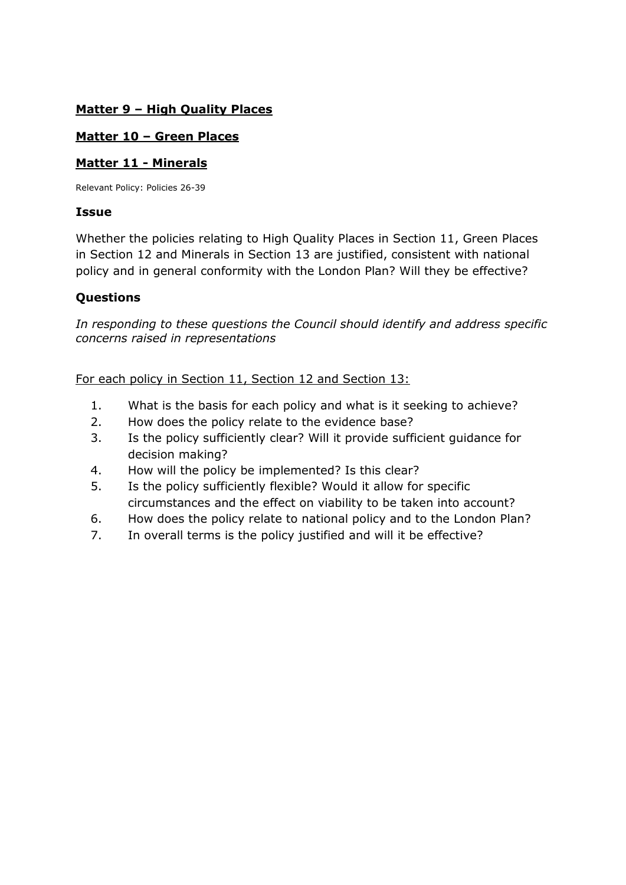## **Matter 9 – High Quality Places**

## **Matter 10 – Green Places**

## **Matter 11 - Minerals**

Relevant Policy: Policies 26-39

### **Issue**

Whether the policies relating to High Quality Places in Section 11, Green Places in Section 12 and Minerals in Section 13 are justified, consistent with national policy and in general conformity with the London Plan? Will they be effective?

### **Questions**

*In responding to these questions the Council should identify and address specific concerns raised in representations*

<u>For each policy in Section 11, Section 12 and Section 13:</u>

1. What is the basis for each policy and what is it seeking to achieve?
2. How does the policy relate to the evidence base?
3. Is the policy sufficiently clear? Will it provide sufficient guidance for decision making?
4. How will the policy be implemented? Is this clear?
5. Is the policy sufficiently flexible? Would it allow for specific circumstances and the effect on viability to be taken into account?
6. How does the policy relate to national policy and to the London Plan?
7. In overall terms is the policy justified and will it be effective?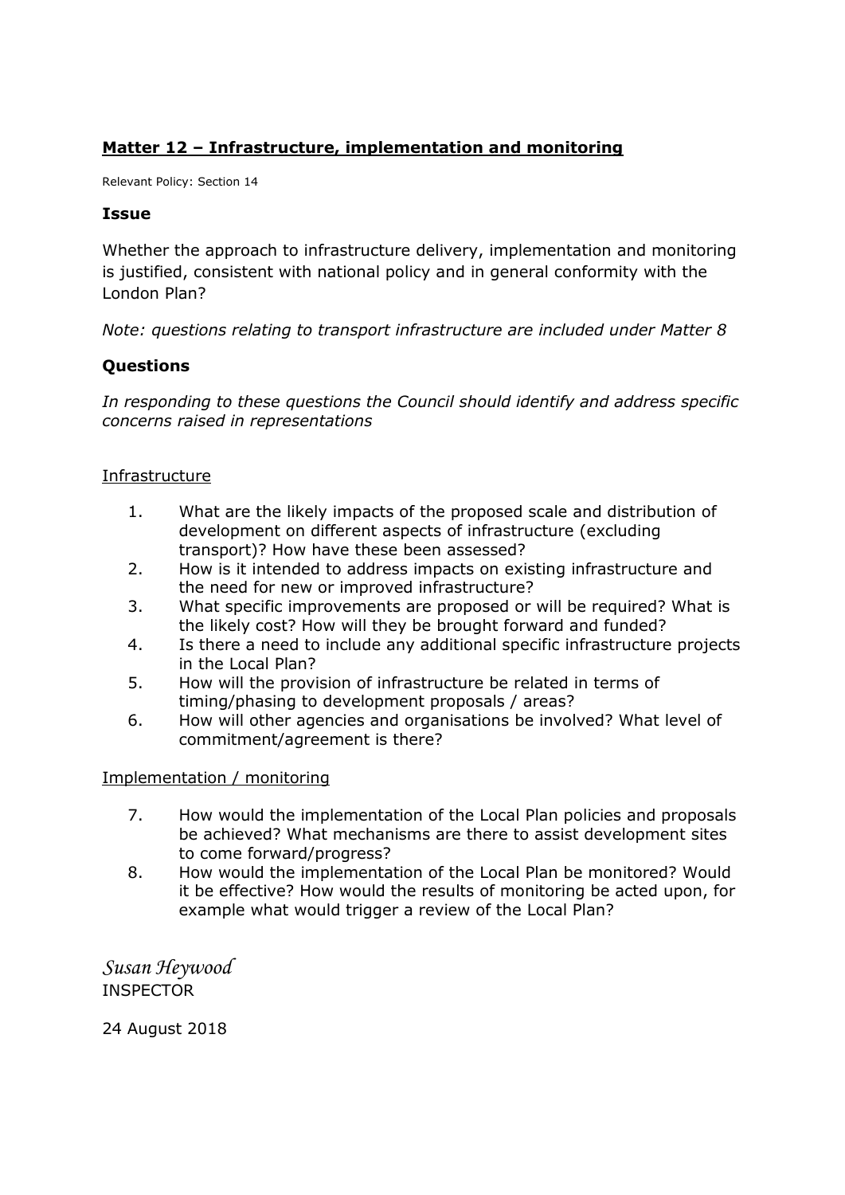## **Matter 12 – Infrastructure, implementation and monitoring**

Relevant Policy: Section 14

### **Issue**

Whether the approach to infrastructure delivery, implementation and monitoring is justified, consistent with national policy and in general conformity with the London Plan?

*Note: questions relating to transport infrastructure are included under Matter 8*

### **Questions**

*In responding to these questions the Council should identify and address specific concerns raised in representations*

Infrastructure

1. What are the likely impacts of the proposed scale and distribution of development on different aspects of infrastructure (excluding transport)? How have these been assessed?
2. How is it intended to address impacts on existing infrastructure and the need for new or improved infrastructure?
3. What specific improvements are proposed or will be required? What is the likely cost? How will they be brought forward and funded?
4. Is there a need to include any additional specific infrastructure projects in the Local Plan?
5. How will the provision of infrastructure be related in terms of timing/phasing to development proposals / areas?
6. How will other agencies and organisations be involved? What level of commitment/agreement is there?

Implementation / monitoring

7. How would the implementation of the Local Plan policies and proposals be achieved? What mechanisms are there to assist development sites to come forward/progress?
8. How would the implementation of the Local Plan be monitored? Would it be effective? How would the results of monitoring be acted upon, for example what would trigger a review of the Local Plan?

*Susan Heywood*
INSPECTOR

24 August 2018